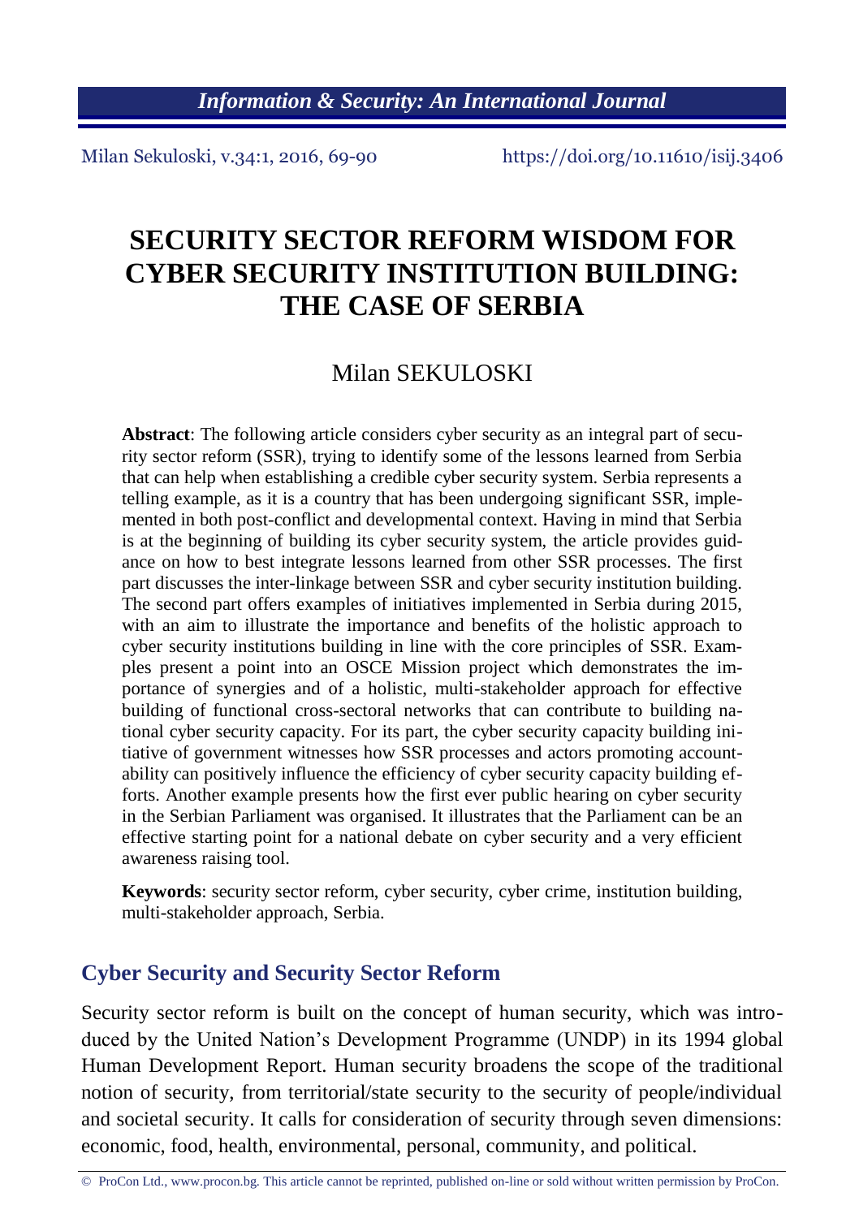# SECURITY SECTOR REFORM WISDOM FOR CYBER SECURITY INSTITUTION BUILDING: THE CASE OF SERBIA

Milan SEKULOSKI

**Abstract**: The following article considers cyber security as an integral part of security sector reform (SSR), trying to identify some of the lessons learned from Serbia that can help when establishing a credible cyber security system. Serbia represents a telling example, as it is a country that has been undergoing significant SSR, implemented in both post-conflict and developmental context. Having in mind that Serbia is at the beginning of building its cyber security system, the article provides guidance on how to best integrate lessons learned from other SSR processes. The first part discusses the inter-linkage between SSR and cyber security institution building. The second part offers examples of initiatives implemented in Serbia during 2015, with an aim to illustrate the importance and benefits of the holistic approach to cyber security institutions building in line with the core principles of SSR. Examples present a point into an OSCE Mission project which demonstrates the importance of synergies and of a holistic, multi-stakeholder approach for effective building of functional cross-sectoral networks that can contribute to building national cyber security capacity. For its part, the cyber security capacity building initiative of government witnesses how SSR processes and actors promoting accountability can positively influence the efficiency of cyber security capacity building efforts. Another example presents how the first ever public hearing on cyber security in the Serbian Parliament was organised. It illustrates that the Parliament can be an effective starting point for a national debate on cyber security and a very efficient awareness raising tool.

**Keywords**: security sector reform, cyber security, cyber crime, institution building, multi-stakeholder approach, Serbia.

## Cyber Security and Security Sector Reform

Security sector reform is built on the concept of human security, which was introduced by the United Nation's Development Programme (UNDP) in its 1994 global Human Development Report. Human security broadens the scope of the traditional notion of security, from territorial/state security to the security of people/individual and societal security. It calls for consideration of security through seven dimensions: economic, food, health, environmental, personal, community, and political.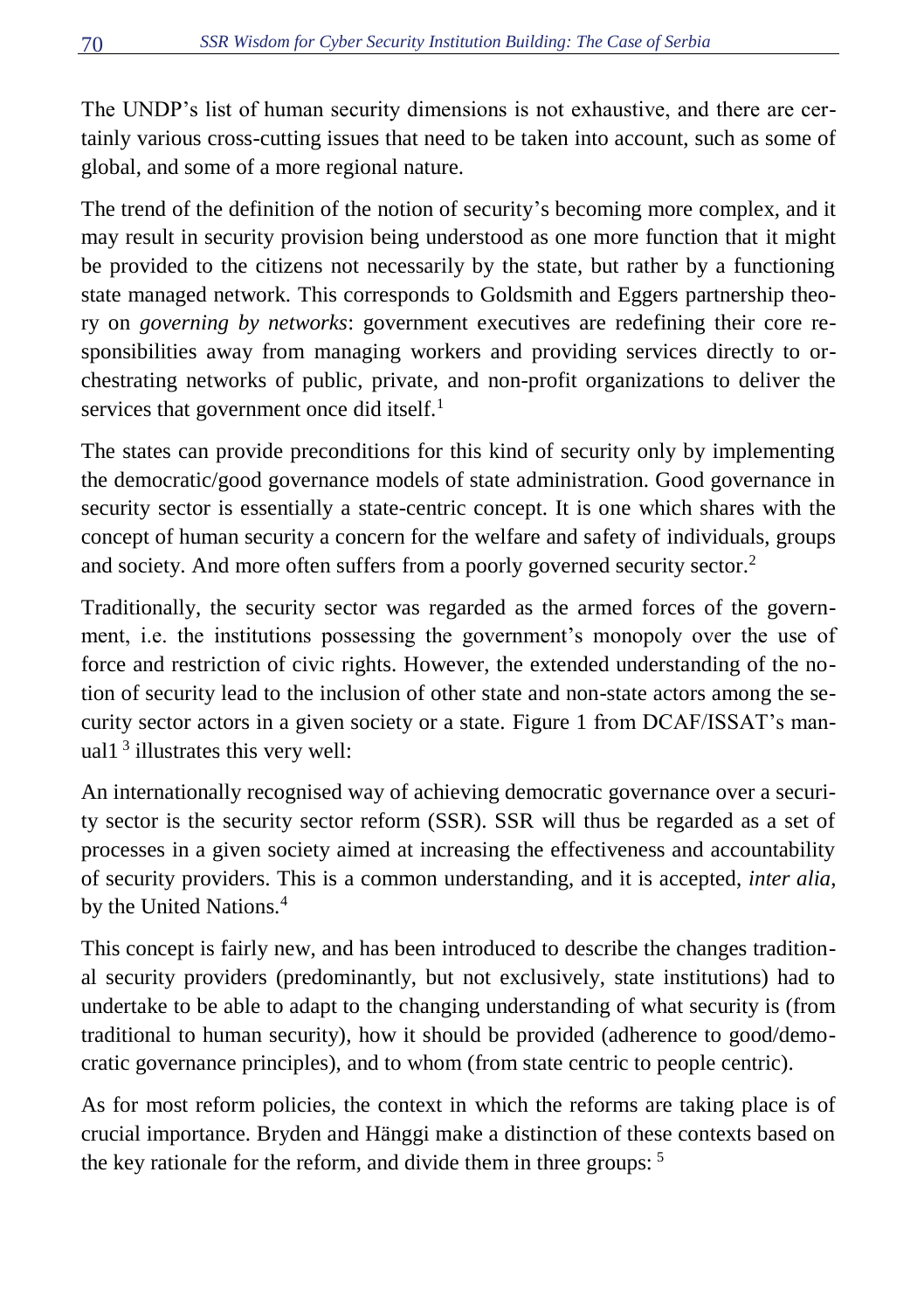The UNDP's list of human security dimensions is not exhaustive, and there are certainly various cross-cutting issues that need to be taken into account, such as some of global, and some of a more regional nature.

The trend of the definition of the notion of security's becoming more complex, and it may result in security provision being understood as one more function that it might be provided to the citizens not necessarily by the state, but rather by a functioning state managed network. This corresponds to Goldsmith and Eggers partnership theory on *governing by networks*: government executives are redefining their core responsibilities away from managing workers and providing services directly to orchestrating networks of public, private, and non-profit organizations to deliver the services that government once did itself.[1]

The states can provide preconditions for this kind of security only by implementing the democratic/good governance models of state administration. Good governance in security sector is essentially a state-centric concept. It is one which shares with the concept of human security a concern for the welfare and safety of individuals, groups and society. And more often suffers from a poorly governed security sector.[2]

Traditionally, the security sector was regarded as the armed forces of the government, i.e. the institutions possessing the government's monopoly over the use of force and restriction of civic rights. However, the extended understanding of the notion of security lead to the inclusion of other state and non-state actors among the security sector actors in a given society or a state. Figure 1 from DCAF/ISSAT's manual1 [3] illustrates this very well:

An internationally recognised way of achieving democratic governance over a security sector is the security sector reform (SSR). SSR will thus be regarded as a set of processes in a given society aimed at increasing the effectiveness and accountability of security providers. This is a common understanding, and it is accepted, *inter alia*, by the United Nations.[4]

This concept is fairly new, and has been introduced to describe the changes traditional security providers (predominantly, but not exclusively, state institutions) had to undertake to be able to adapt to the changing understanding of what security is (from traditional to human security), how it should be provided (adherence to good/democratic governance principles), and to whom (from state centric to people centric).

As for most reform policies, the context in which the reforms are taking place is of crucial importance. Bryden and Hänggi make a distinction of these contexts based on the key rationale for the reform, and divide them in three groups: [5]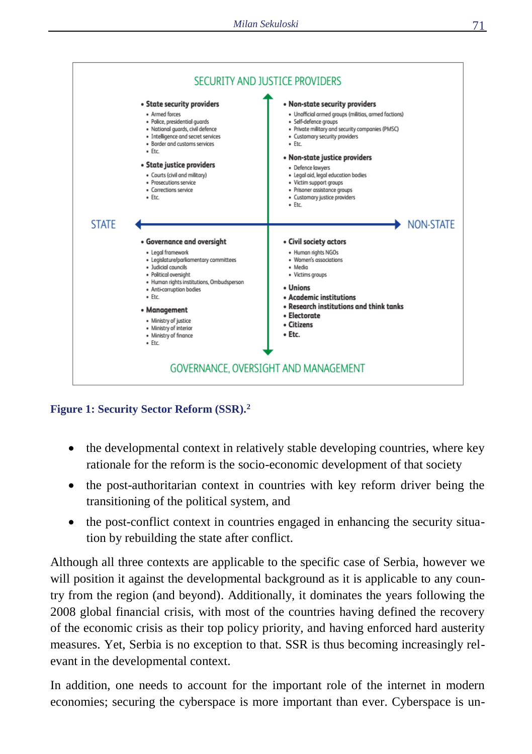SECURITY AND JUSTICE PROVIDERS

- **State security providers**
  - Armed forces
  - Police, presidential guards
  - National guards, civil defence
  - Intelligence and secret services
  - Border and customs services
  - Etc.
- **State justice providers**
  - Courts (civil and military)
  - Prosecutions service
  - Corrections service
  - Etc.

- **Non-state security providers**
  - Unofficial armed groups (militias, armed factions)
  - Self-defence groups
  - Private military and security companies (PMSC)
  - Customary security providers
  - Etc.
- **Non-state justice providers**
  - Defence lawyers
  - Legal aid, legal education bodies
  - Victim support groups
  - Prisoner assistance groups
  - Customary justice providers
  - Etc.

STATE ⟷ NON-STATE

- **Governance and oversight**
  - Legal framework
  - Legislature/parliamentary committees
  - Judicial councils
  - Political oversight
  - Human rights institutions, Ombudsperson
  - Anti-corruption bodies
  - Etc.
- **Management**
  - Ministry of justice
  - Ministry of interior
  - Ministry of finance
  - Etc.

- **Civil society actors**
  - Human rights NGOs
  - Women's associations
  - Media
  - Victims groups
- **Unions**
- **Academic institutions**
- **Research institutions and think tanks**
- **Electorate**
- **Citizens**
- **Etc.**

GOVERNANCE, OVERSIGHT AND MANAGEMENT

**Figure 1: Security Sector Reform (SSR).**[2]

- the developmental context in relatively stable developing countries, where key rationale for the reform is the socio-economic development of that society
- the post-authoritarian context in countries with key reform driver being the transitioning of the political system, and
- the post-conflict context in countries engaged in enhancing the security situation by rebuilding the state after conflict.

Although all three contexts are applicable to the specific case of Serbia, however we will position it against the developmental background as it is applicable to any country from the region (and beyond). Additionally, it dominates the years following the 2008 global financial crisis, with most of the countries having defined the recovery of the economic crisis as their top policy priority, and having enforced hard austerity measures. Yet, Serbia is no exception to that. SSR is thus becoming increasingly relevant in the developmental context.

In addition, one needs to account for the important role of the internet in modern economies; securing the cyberspace is more important than ever. Cyberspace is un-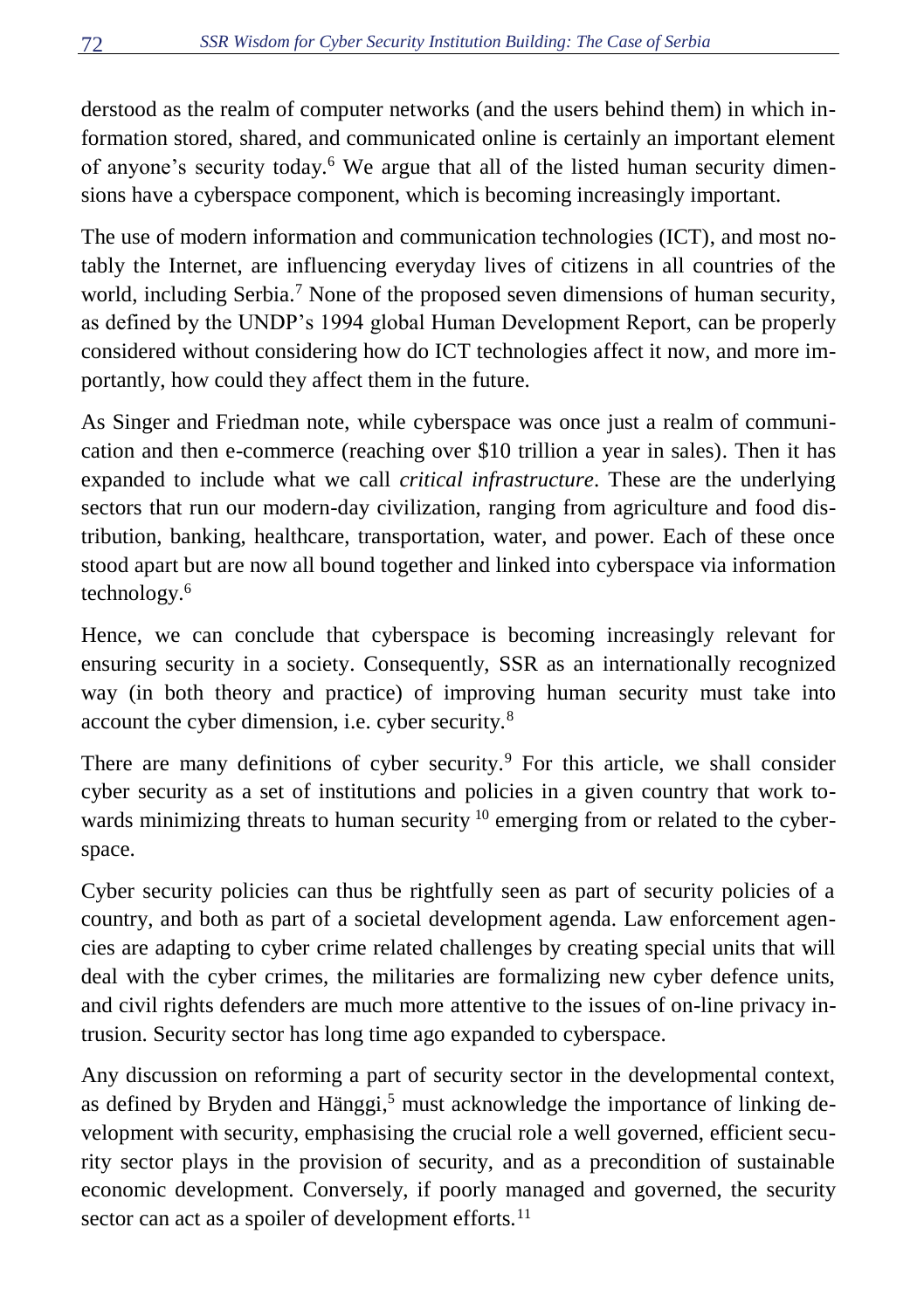derstood as the realm of computer networks (and the users behind them) in which information stored, shared, and communicated online is certainly an important element of anyone's security today.[6] We argue that all of the listed human security dimensions have a cyberspace component, which is becoming increasingly important.

The use of modern information and communication technologies (ICT), and most notably the Internet, are influencing everyday lives of citizens in all countries of the world, including Serbia.[7] None of the proposed seven dimensions of human security, as defined by the UNDP's 1994 global Human Development Report, can be properly considered without considering how do ICT technologies affect it now, and more importantly, how could they affect them in the future.

As Singer and Friedman note, while cyberspace was once just a realm of communication and then e-commerce (reaching over $10 trillion a year in sales). Then it has expanded to include what we call *critical infrastructure*. These are the underlying sectors that run our modern-day civilization, ranging from agriculture and food distribution, banking, healthcare, transportation, water, and power. Each of these once stood apart but are now all bound together and linked into cyberspace via information technology.[6]

Hence, we can conclude that cyberspace is becoming increasingly relevant for ensuring security in a society. Consequently, SSR as an internationally recognized way (in both theory and practice) of improving human security must take into account the cyber dimension, i.e. cyber security.[8]

There are many definitions of cyber security.[9] For this article, we shall consider cyber security as a set of institutions and policies in a given country that work towards minimizing threats to human security [10] emerging from or related to the cyberspace.

Cyber security policies can thus be rightfully seen as part of security policies of a country, and both as part of a societal development agenda. Law enforcement agencies are adapting to cyber crime related challenges by creating special units that will deal with the cyber crimes, the militaries are formalizing new cyber defence units, and civil rights defenders are much more attentive to the issues of on-line privacy intrusion. Security sector has long time ago expanded to cyberspace.

Any discussion on reforming a part of security sector in the developmental context, as defined by Bryden and Hänggi,[5] must acknowledge the importance of linking development with security, emphasising the crucial role a well governed, efficient security sector plays in the provision of security, and as a precondition of sustainable economic development. Conversely, if poorly managed and governed, the security sector can act as a spoiler of development efforts.[11]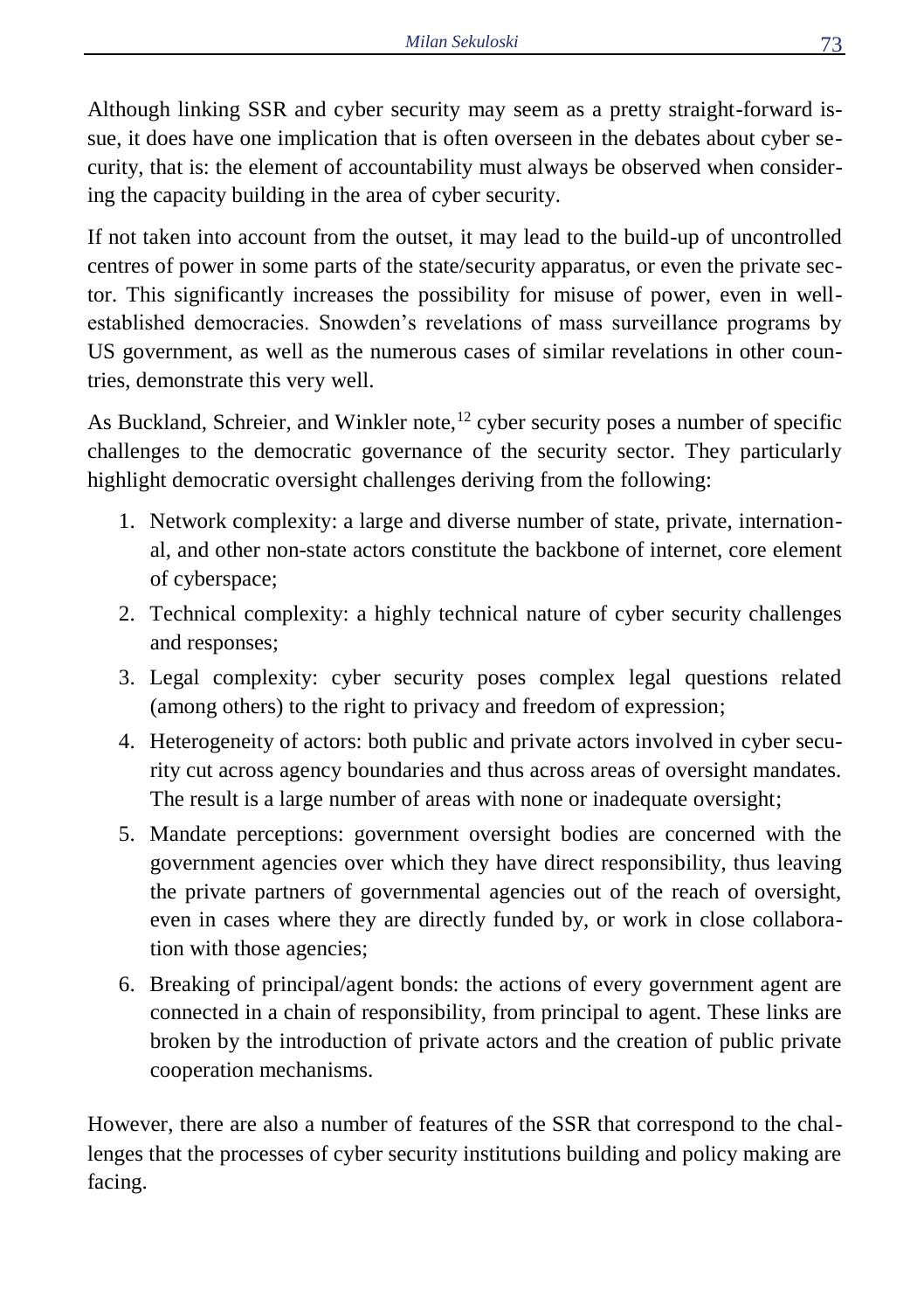Although linking SSR and cyber security may seem as a pretty straight-forward issue, it does have one implication that is often overseen in the debates about cyber security, that is: the element of accountability must always be observed when considering the capacity building in the area of cyber security.

If not taken into account from the outset, it may lead to the build-up of uncontrolled centres of power in some parts of the state/security apparatus, or even the private sector. This significantly increases the possibility for misuse of power, even in well-established democracies. Snowden's revelations of mass surveillance programs by US government, as well as the numerous cases of similar revelations in other countries, demonstrate this very well.

As Buckland, Schreier, and Winkler note,[12] cyber security poses a number of specific challenges to the democratic governance of the security sector. They particularly highlight democratic oversight challenges deriving from the following:

1. Network complexity: a large and diverse number of state, private, international, and other non-state actors constitute the backbone of internet, core element of cyberspace;
2. Technical complexity: a highly technical nature of cyber security challenges and responses;
3. Legal complexity: cyber security poses complex legal questions related (among others) to the right to privacy and freedom of expression;
4. Heterogeneity of actors: both public and private actors involved in cyber security cut across agency boundaries and thus across areas of oversight mandates. The result is a large number of areas with none or inadequate oversight;
5. Mandate perceptions: government oversight bodies are concerned with the government agencies over which they have direct responsibility, thus leaving the private partners of governmental agencies out of the reach of oversight, even in cases where they are directly funded by, or work in close collaboration with those agencies;
6. Breaking of principal/agent bonds: the actions of every government agent are connected in a chain of responsibility, from principal to agent. These links are broken by the introduction of private actors and the creation of public private cooperation mechanisms.

However, there are also a number of features of the SSR that correspond to the challenges that the processes of cyber security institutions building and policy making are facing.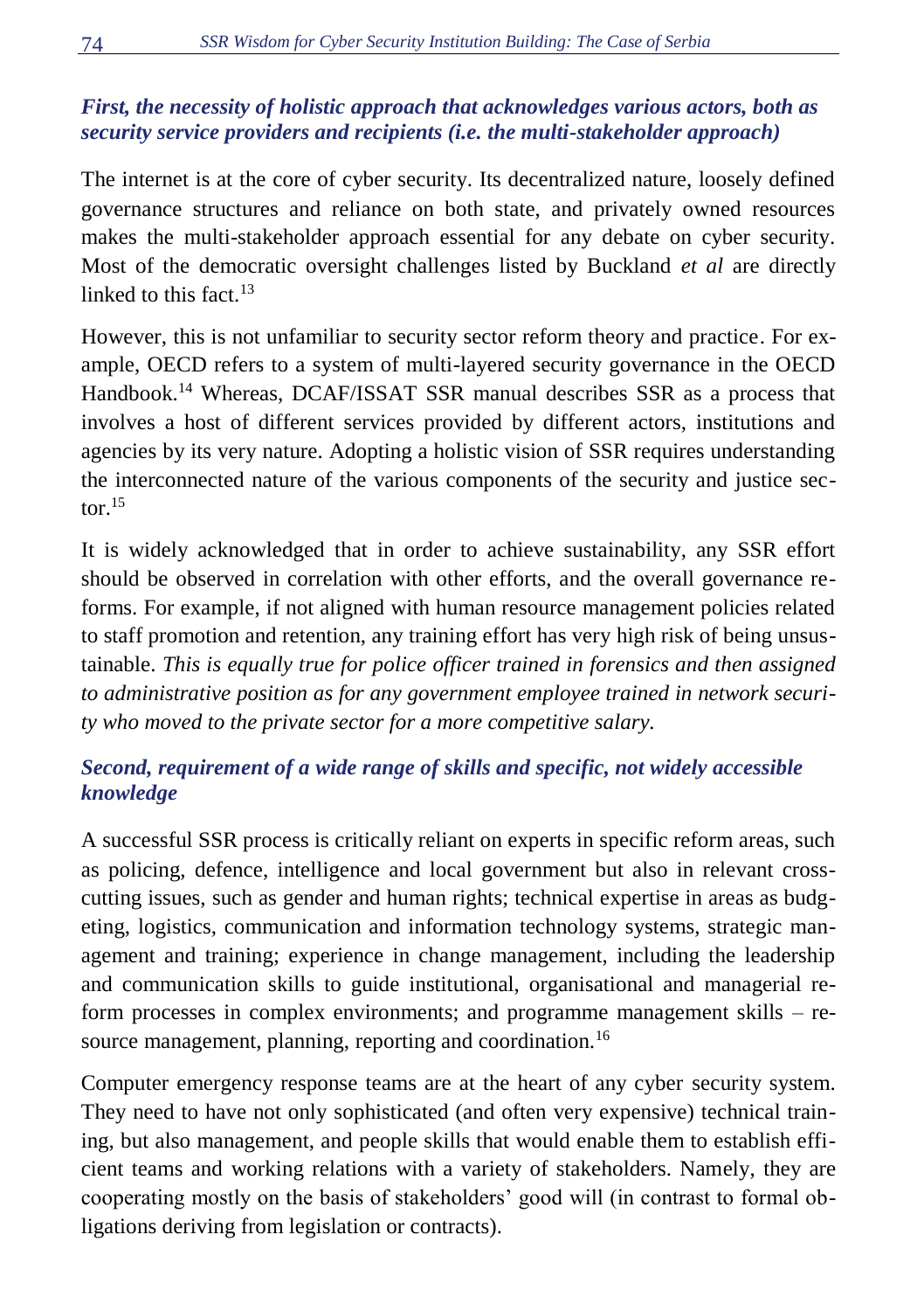***First, the necessity of holistic approach that acknowledges various actors, both as security service providers and recipients (i.e. the multi-stakeholder approach)***

The internet is at the core of cyber security. Its decentralized nature, loosely defined governance structures and reliance on both state, and privately owned resources makes the multi-stakeholder approach essential for any debate on cyber security. Most of the democratic oversight challenges listed by Buckland *et al* are directly linked to this fact.[13]

However, this is not unfamiliar to security sector reform theory and practice. For example, OECD refers to a system of multi-layered security governance in the OECD Handbook.[14] Whereas, DCAF/ISSAT SSR manual describes SSR as a process that involves a host of different services provided by different actors, institutions and agencies by its very nature. Adopting a holistic vision of SSR requires understanding the interconnected nature of the various components of the security and justice sector.[15]

It is widely acknowledged that in order to achieve sustainability, any SSR effort should be observed in correlation with other efforts, and the overall governance reforms. For example, if not aligned with human resource management policies related to staff promotion and retention, any training effort has very high risk of being unsustainable. *This is equally true for police officer trained in forensics and then assigned to administrative position as for any government employee trained in network security who moved to the private sector for a more competitive salary.*

***Second, requirement of a wide range of skills and specific, not widely accessible knowledge***

A successful SSR process is critically reliant on experts in specific reform areas, such as policing, defence, intelligence and local government but also in relevant cross-cutting issues, such as gender and human rights; technical expertise in areas as budgeting, logistics, communication and information technology systems, strategic management and training; experience in change management, including the leadership and communication skills to guide institutional, organisational and managerial reform processes in complex environments; and programme management skills – resource management, planning, reporting and coordination.[16]

Computer emergency response teams are at the heart of any cyber security system. They need to have not only sophisticated (and often very expensive) technical training, but also management, and people skills that would enable them to establish efficient teams and working relations with a variety of stakeholders. Namely, they are cooperating mostly on the basis of stakeholders' good will (in contrast to formal obligations deriving from legislation or contracts).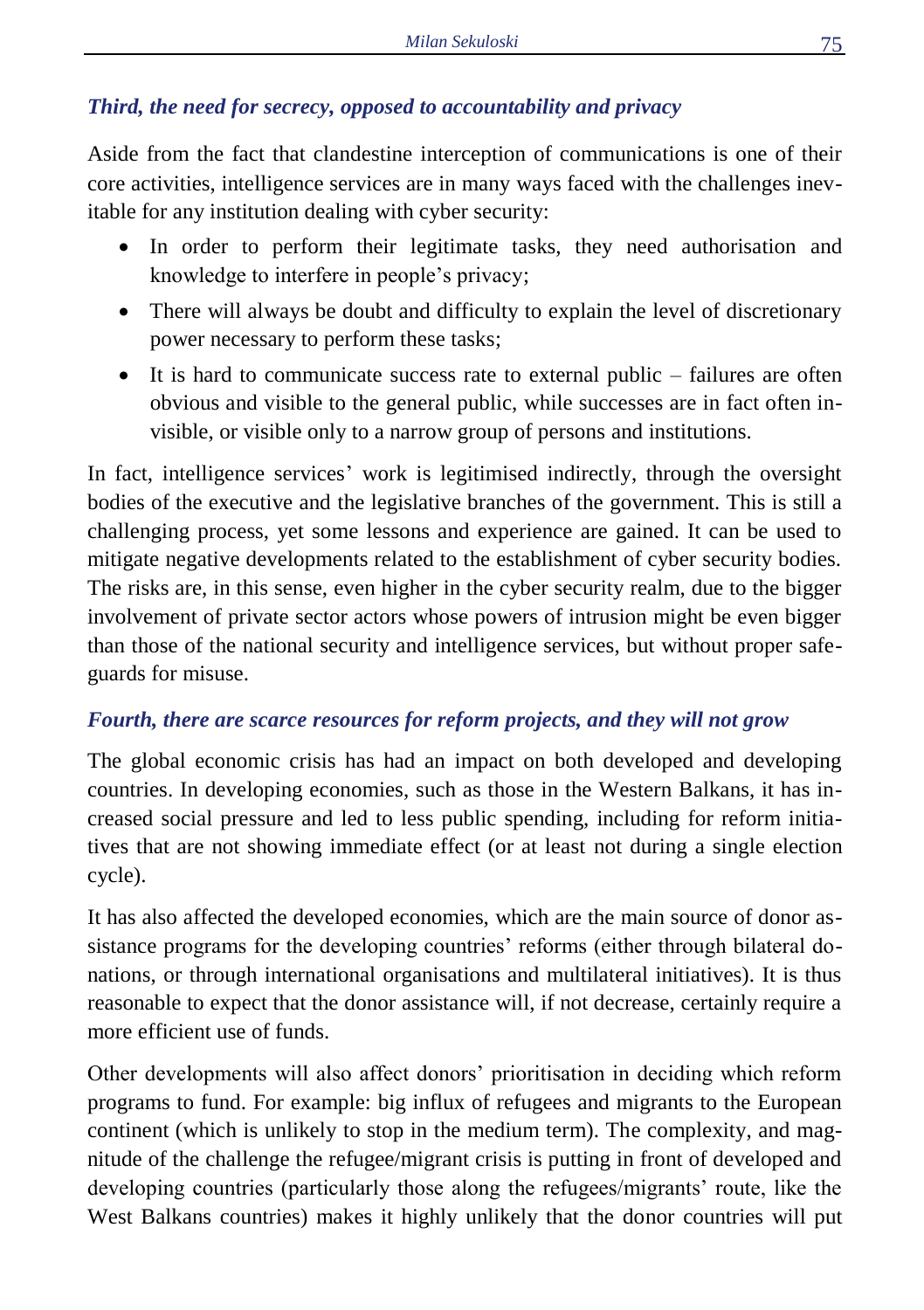### *Third, the need for secrecy, opposed to accountability and privacy*

Aside from the fact that clandestine interception of communications is one of their core activities, intelligence services are in many ways faced with the challenges inevitable for any institution dealing with cyber security:

- In order to perform their legitimate tasks, they need authorisation and knowledge to interfere in people's privacy;
- There will always be doubt and difficulty to explain the level of discretionary power necessary to perform these tasks;
- It is hard to communicate success rate to external public – failures are often obvious and visible to the general public, while successes are in fact often invisible, or visible only to a narrow group of persons and institutions.

In fact, intelligence services' work is legitimised indirectly, through the oversight bodies of the executive and the legislative branches of the government. This is still a challenging process, yet some lessons and experience are gained. It can be used to mitigate negative developments related to the establishment of cyber security bodies. The risks are, in this sense, even higher in the cyber security realm, due to the bigger involvement of private sector actors whose powers of intrusion might be even bigger than those of the national security and intelligence services, but without proper safeguards for misuse.

### *Fourth, there are scarce resources for reform projects, and they will not grow*

The global economic crisis has had an impact on both developed and developing countries. In developing economies, such as those in the Western Balkans, it has increased social pressure and led to less public spending, including for reform initiatives that are not showing immediate effect (or at least not during a single election cycle).

It has also affected the developed economies, which are the main source of donor assistance programs for the developing countries' reforms (either through bilateral donations, or through international organisations and multilateral initiatives). It is thus reasonable to expect that the donor assistance will, if not decrease, certainly require a more efficient use of funds.

Other developments will also affect donors' prioritisation in deciding which reform programs to fund. For example: big influx of refugees and migrants to the European continent (which is unlikely to stop in the medium term). The complexity, and magnitude of the challenge the refugee/migrant crisis is putting in front of developed and developing countries (particularly those along the refugees/migrants' route, like the West Balkans countries) makes it highly unlikely that the donor countries will put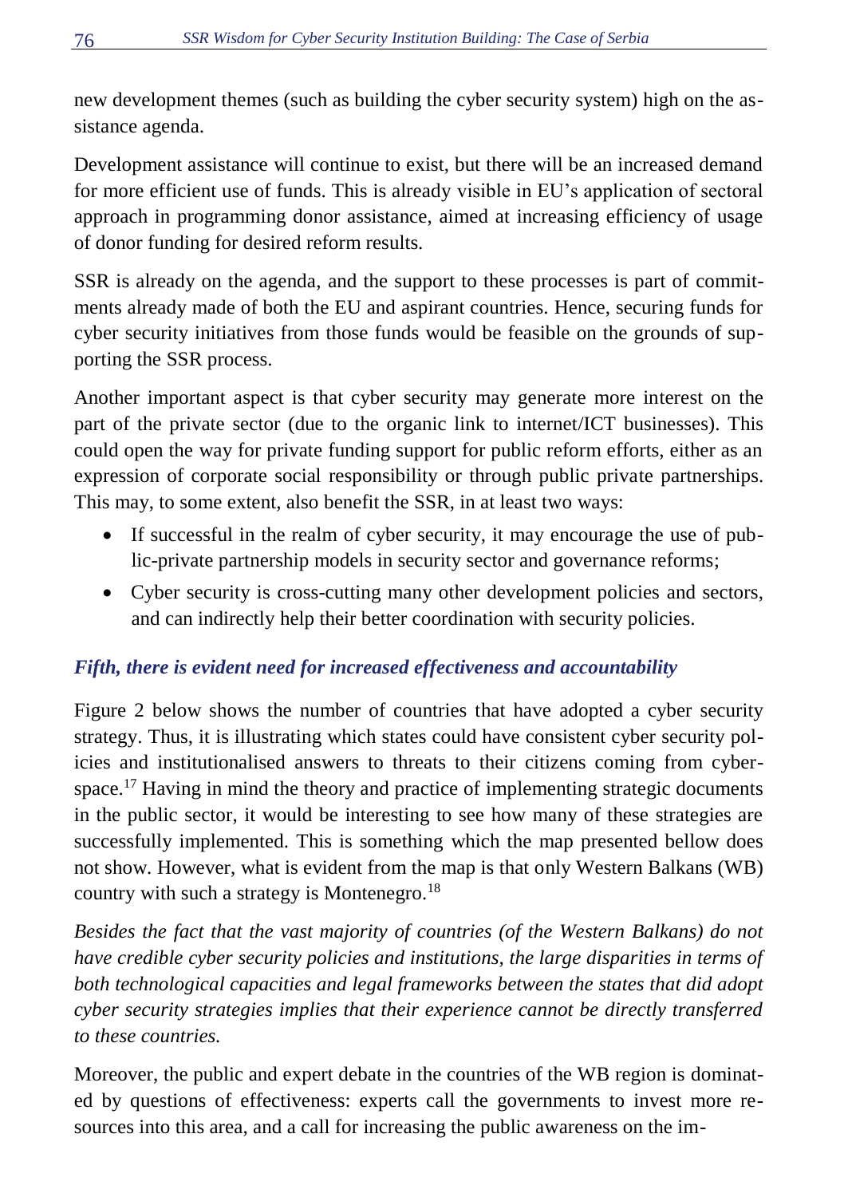new development themes (such as building the cyber security system) high on the assistance agenda.

Development assistance will continue to exist, but there will be an increased demand for more efficient use of funds. This is already visible in EU's application of sectoral approach in programming donor assistance, aimed at increasing efficiency of usage of donor funding for desired reform results.

SSR is already on the agenda, and the support to these processes is part of commitments already made of both the EU and aspirant countries. Hence, securing funds for cyber security initiatives from those funds would be feasible on the grounds of supporting the SSR process.

Another important aspect is that cyber security may generate more interest on the part of the private sector (due to the organic link to internet/ICT businesses). This could open the way for private funding support for public reform efforts, either as an expression of corporate social responsibility or through public private partnerships. This may, to some extent, also benefit the SSR, in at least two ways:

- If successful in the realm of cyber security, it may encourage the use of public-private partnership models in security sector and governance reforms;
- Cyber security is cross-cutting many other development policies and sectors, and can indirectly help their better coordination with security policies.

### *Fifth, there is evident need for increased effectiveness and accountability*

Figure 2 below shows the number of countries that have adopted a cyber security strategy. Thus, it is illustrating which states could have consistent cyber security policies and institutionalised answers to threats to their citizens coming from cyberspace.[17] Having in mind the theory and practice of implementing strategic documents in the public sector, it would be interesting to see how many of these strategies are successfully implemented. This is something which the map presented bellow does not show. However, what is evident from the map is that only Western Balkans (WB) country with such a strategy is Montenegro.[18]

*Besides the fact that the vast majority of countries (of the Western Balkans) do not have credible cyber security policies and institutions, the large disparities in terms of both technological capacities and legal frameworks between the states that did adopt cyber security strategies implies that their experience cannot be directly transferred to these countries.*

Moreover, the public and expert debate in the countries of the WB region is dominated by questions of effectiveness: experts call the governments to invest more resources into this area, and a call for increasing the public awareness on the im-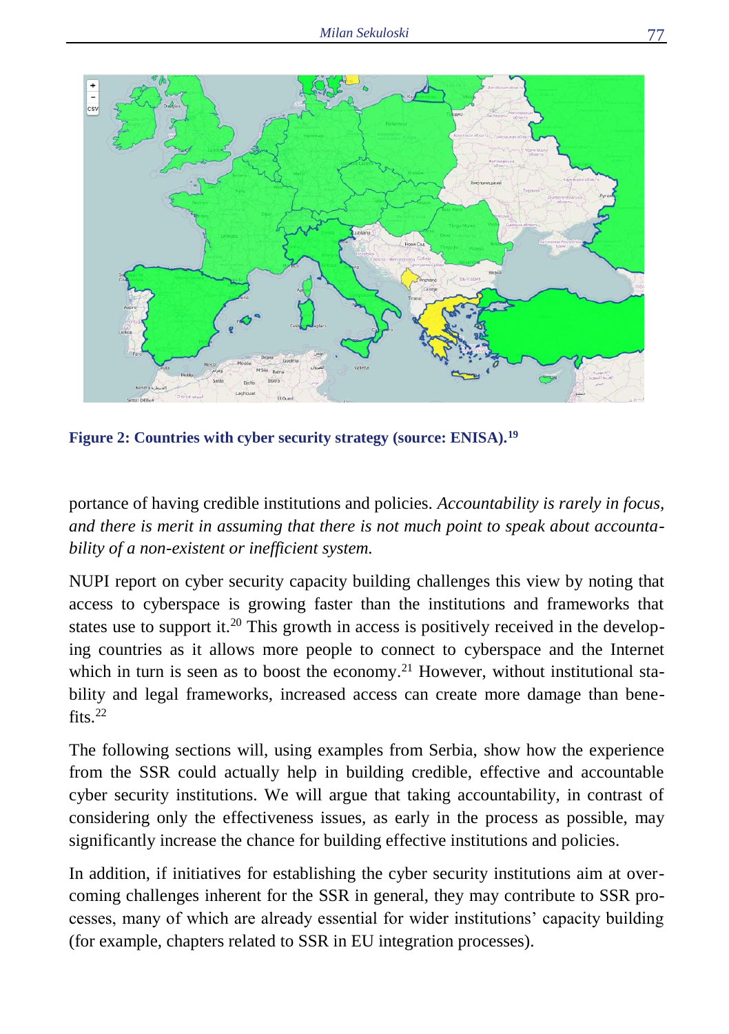**Figure 2: Countries with cyber security strategy (source: ENISA).[19]**

portance of having credible institutions and policies. *Accountability is rarely in focus, and there is merit in assuming that there is not much point to speak about accountability of a non-existent or inefficient system.*

NUPI report on cyber security capacity building challenges this view by noting that access to cyberspace is growing faster than the institutions and frameworks that states use to support it.[20] This growth in access is positively received in the developing countries as it allows more people to connect to cyberspace and the Internet which in turn is seen as to boost the economy.[21] However, without institutional stability and legal frameworks, increased access can create more damage than benefits.[22]

The following sections will, using examples from Serbia, show how the experience from the SSR could actually help in building credible, effective and accountable cyber security institutions. We will argue that taking accountability, in contrast of considering only the effectiveness issues, as early in the process as possible, may significantly increase the chance for building effective institutions and policies.

In addition, if initiatives for establishing the cyber security institutions aim at overcoming challenges inherent for the SSR in general, they may contribute to SSR processes, many of which are already essential for wider institutions' capacity building (for example, chapters related to SSR in EU integration processes).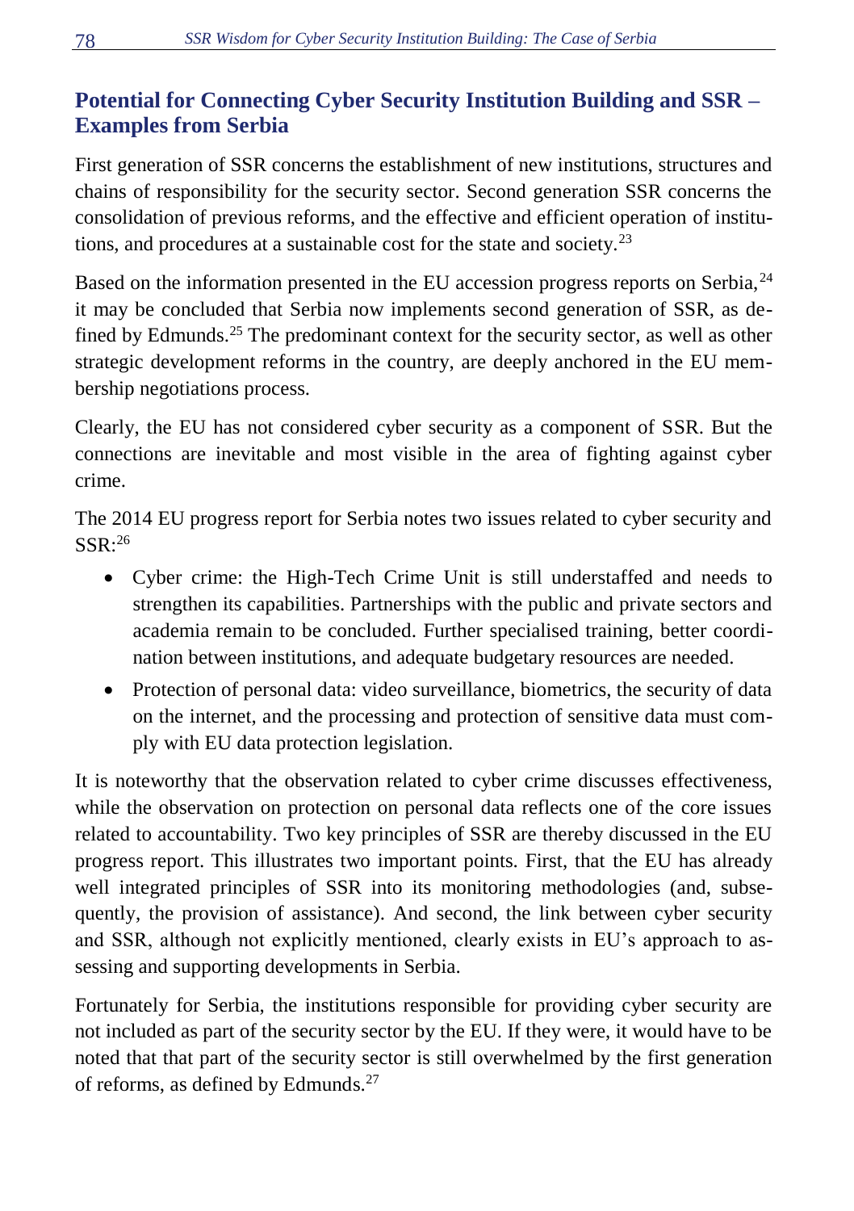## Potential for Connecting Cyber Security Institution Building and SSR – Examples from Serbia

First generation of SSR concerns the establishment of new institutions, structures and chains of responsibility for the security sector. Second generation SSR concerns the consolidation of previous reforms, and the effective and efficient operation of institutions, and procedures at a sustainable cost for the state and society.[23]

Based on the information presented in the EU accession progress reports on Serbia,[24] it may be concluded that Serbia now implements second generation of SSR, as defined by Edmunds.[25] The predominant context for the security sector, as well as other strategic development reforms in the country, are deeply anchored in the EU membership negotiations process.

Clearly, the EU has not considered cyber security as a component of SSR. But the connections are inevitable and most visible in the area of fighting against cyber crime.

The 2014 EU progress report for Serbia notes two issues related to cyber security and SSR:[26]

- Cyber crime: the High-Tech Crime Unit is still understaffed and needs to strengthen its capabilities. Partnerships with the public and private sectors and academia remain to be concluded. Further specialised training, better coordination between institutions, and adequate budgetary resources are needed.
- Protection of personal data: video surveillance, biometrics, the security of data on the internet, and the processing and protection of sensitive data must comply with EU data protection legislation.

It is noteworthy that the observation related to cyber crime discusses effectiveness, while the observation on protection on personal data reflects one of the core issues related to accountability. Two key principles of SSR are thereby discussed in the EU progress report. This illustrates two important points. First, that the EU has already well integrated principles of SSR into its monitoring methodologies (and, subsequently, the provision of assistance). And second, the link between cyber security and SSR, although not explicitly mentioned, clearly exists in EU's approach to assessing and supporting developments in Serbia.

Fortunately for Serbia, the institutions responsible for providing cyber security are not included as part of the security sector by the EU. If they were, it would have to be noted that that part of the security sector is still overwhelmed by the first generation of reforms, as defined by Edmunds.[27]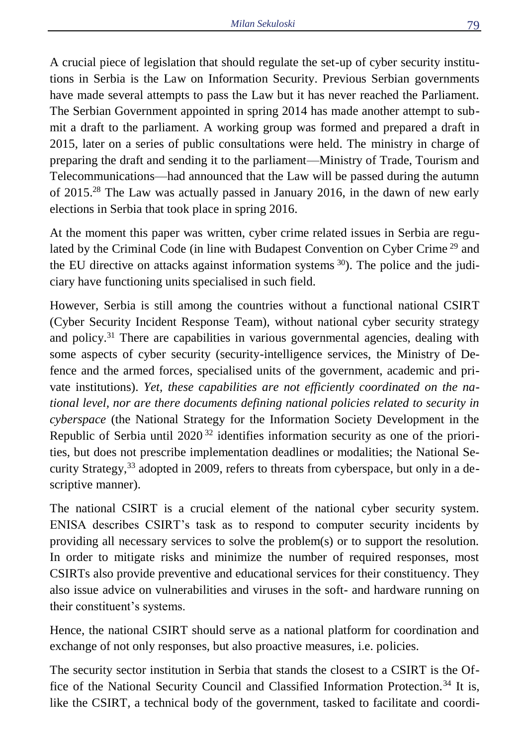A crucial piece of legislation that should regulate the set-up of cyber security institutions in Serbia is the Law on Information Security. Previous Serbian governments have made several attempts to pass the Law but it has never reached the Parliament. The Serbian Government appointed in spring 2014 has made another attempt to submit a draft to the parliament. A working group was formed and prepared a draft in 2015, later on a series of public consultations were held. The ministry in charge of preparing the draft and sending it to the parliament—Ministry of Trade, Tourism and Telecommunications—had announced that the Law will be passed during the autumn of 2015.[28] The Law was actually passed in January 2016, in the dawn of new early elections in Serbia that took place in spring 2016.

At the moment this paper was written, cyber crime related issues in Serbia are regulated by the Criminal Code (in line with Budapest Convention on Cyber Crime [29] and the EU directive on attacks against information systems [30]). The police and the judiciary have functioning units specialised in such field.

However, Serbia is still among the countries without a functional national CSIRT (Cyber Security Incident Response Team), without national cyber security strategy and policy.[31] There are capabilities in various governmental agencies, dealing with some aspects of cyber security (security-intelligence services, the Ministry of Defence and the armed forces, specialised units of the government, academic and private institutions). *Yet, these capabilities are not efficiently coordinated on the national level, nor are there documents defining national policies related to security in cyberspace* (the National Strategy for the Information Society Development in the Republic of Serbia until 2020 [32] identifies information security as one of the priorities, but does not prescribe implementation deadlines or modalities; the National Security Strategy,[33] adopted in 2009, refers to threats from cyberspace, but only in a descriptive manner).

The national CSIRT is a crucial element of the national cyber security system. ENISA describes CSIRT's task as to respond to computer security incidents by providing all necessary services to solve the problem(s) or to support the resolution. In order to mitigate risks and minimize the number of required responses, most CSIRTs also provide preventive and educational services for their constituency. They also issue advice on vulnerabilities and viruses in the soft- and hardware running on their constituent's systems.

Hence, the national CSIRT should serve as a national platform for coordination and exchange of not only responses, but also proactive measures, i.e. policies.

The security sector institution in Serbia that stands the closest to a CSIRT is the Office of the National Security Council and Classified Information Protection.[34] It is, like the CSIRT, a technical body of the government, tasked to facilitate and coordi-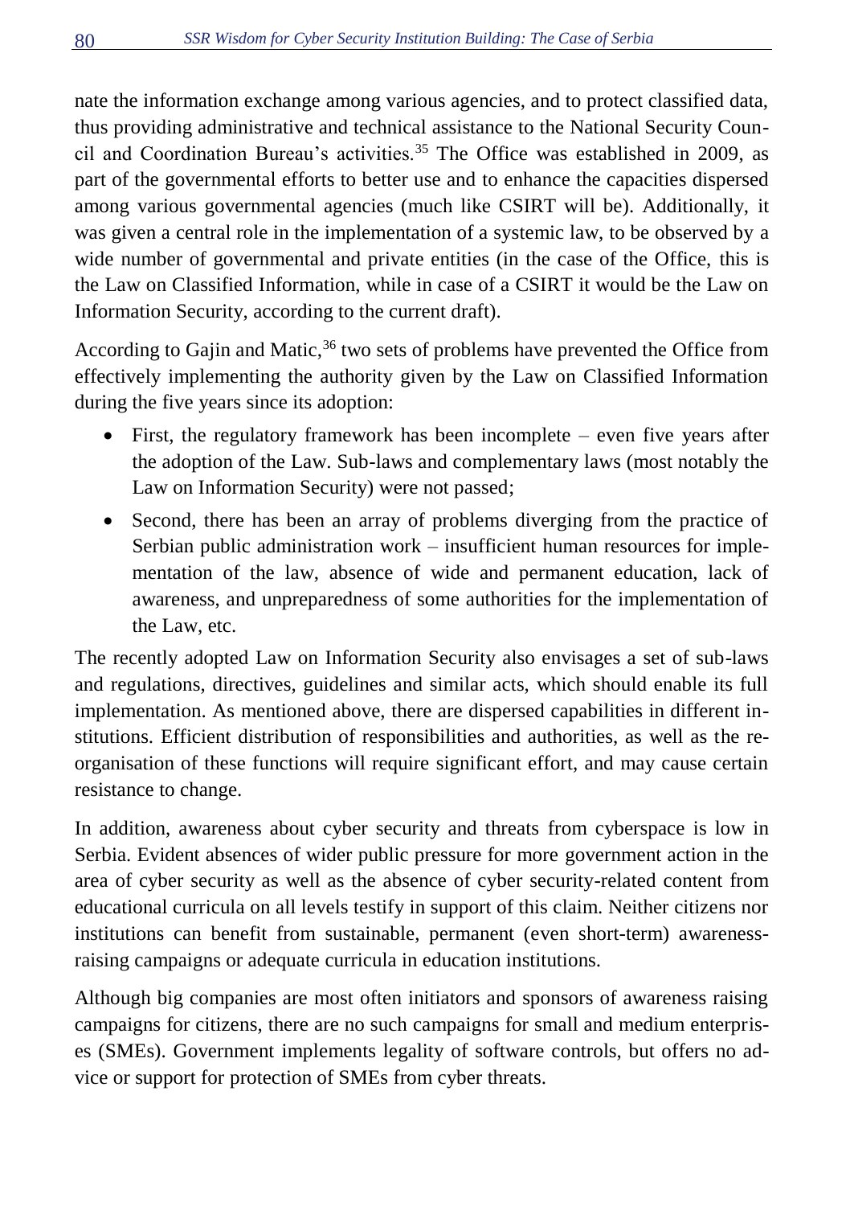nate the information exchange among various agencies, and to protect classified data, thus providing administrative and technical assistance to the National Security Council and Coordination Bureau's activities.[35] The Office was established in 2009, as part of the governmental efforts to better use and to enhance the capacities dispersed among various governmental agencies (much like CSIRT will be). Additionally, it was given a central role in the implementation of a systemic law, to be observed by a wide number of governmental and private entities (in the case of the Office, this is the Law on Classified Information, while in case of a CSIRT it would be the Law on Information Security, according to the current draft).

According to Gajin and Matic,[36] two sets of problems have prevented the Office from effectively implementing the authority given by the Law on Classified Information during the five years since its adoption:

- First, the regulatory framework has been incomplete – even five years after the adoption of the Law. Sub-laws and complementary laws (most notably the Law on Information Security) were not passed;
- Second, there has been an array of problems diverging from the practice of Serbian public administration work – insufficient human resources for implementation of the law, absence of wide and permanent education, lack of awareness, and unpreparedness of some authorities for the implementation of the Law, etc.

The recently adopted Law on Information Security also envisages a set of sub-laws and regulations, directives, guidelines and similar acts, which should enable its full implementation. As mentioned above, there are dispersed capabilities in different institutions. Efficient distribution of responsibilities and authorities, as well as the reorganisation of these functions will require significant effort, and may cause certain resistance to change.

In addition, awareness about cyber security and threats from cyberspace is low in Serbia. Evident absences of wider public pressure for more government action in the area of cyber security as well as the absence of cyber security-related content from educational curricula on all levels testify in support of this claim. Neither citizens nor institutions can benefit from sustainable, permanent (even short-term) awareness-raising campaigns or adequate curricula in education institutions.

Although big companies are most often initiators and sponsors of awareness raising campaigns for citizens, there are no such campaigns for small and medium enterprises (SMEs). Government implements legality of software controls, but offers no advice or support for protection of SMEs from cyber threats.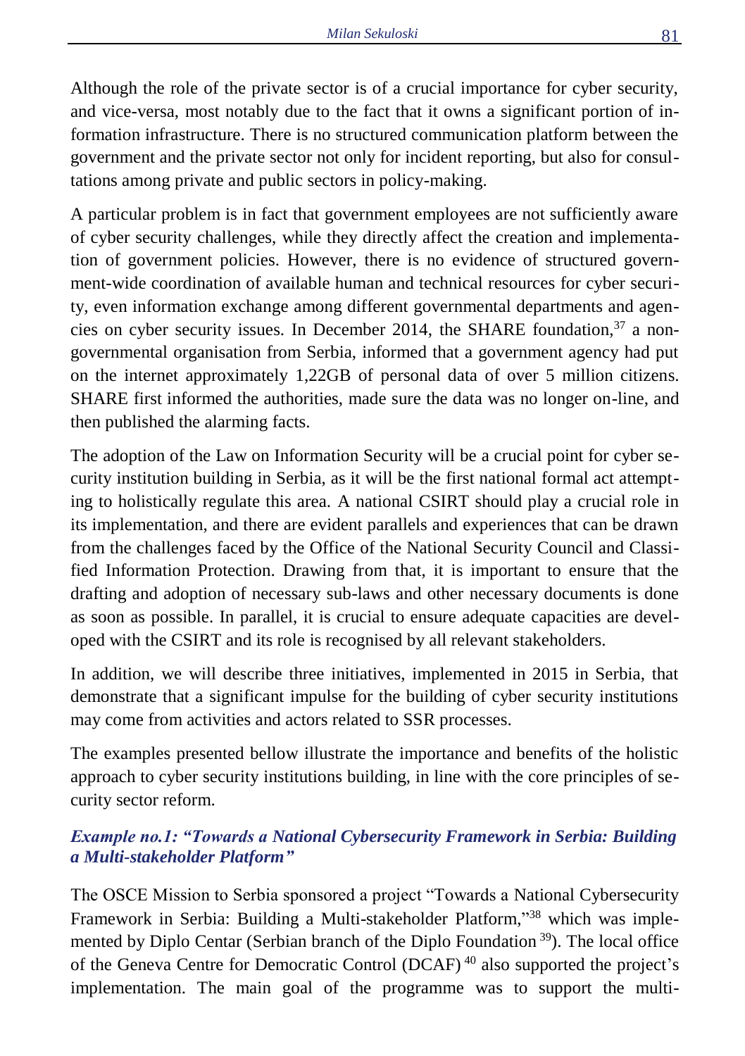Although the role of the private sector is of a crucial importance for cyber security, and vice-versa, most notably due to the fact that it owns a significant portion of information infrastructure. There is no structured communication platform between the government and the private sector not only for incident reporting, but also for consultations among private and public sectors in policy-making.

A particular problem is in fact that government employees are not sufficiently aware of cyber security challenges, while they directly affect the creation and implementation of government policies. However, there is no evidence of structured government-wide coordination of available human and technical resources for cyber security, even information exchange among different governmental departments and agencies on cyber security issues. In December 2014, the SHARE foundation,[37] a non-governmental organisation from Serbia, informed that a government agency had put on the internet approximately 1,22GB of personal data of over 5 million citizens. SHARE first informed the authorities, made sure the data was no longer on-line, and then published the alarming facts.

The adoption of the Law on Information Security will be a crucial point for cyber security institution building in Serbia, as it will be the first national formal act attempting to holistically regulate this area. A national CSIRT should play a crucial role in its implementation, and there are evident parallels and experiences that can be drawn from the challenges faced by the Office of the National Security Council and Classified Information Protection. Drawing from that, it is important to ensure that the drafting and adoption of necessary sub-laws and other necessary documents is done as soon as possible. In parallel, it is crucial to ensure adequate capacities are developed with the CSIRT and its role is recognised by all relevant stakeholders.

In addition, we will describe three initiatives, implemented in 2015 in Serbia, that demonstrate that a significant impulse for the building of cyber security institutions may come from activities and actors related to SSR processes.

The examples presented bellow illustrate the importance and benefits of the holistic approach to cyber security institutions building, in line with the core principles of security sector reform.

### *Example no.1: "Towards a National Cybersecurity Framework in Serbia: Building a Multi-stakeholder Platform"*

The OSCE Mission to Serbia sponsored a project "Towards a National Cybersecurity Framework in Serbia: Building a Multi-stakeholder Platform,"[38] which was implemented by Diplo Centar (Serbian branch of the Diplo Foundation [39]). The local office of the Geneva Centre for Democratic Control (DCAF) [40] also supported the project's implementation. The main goal of the programme was to support the multi-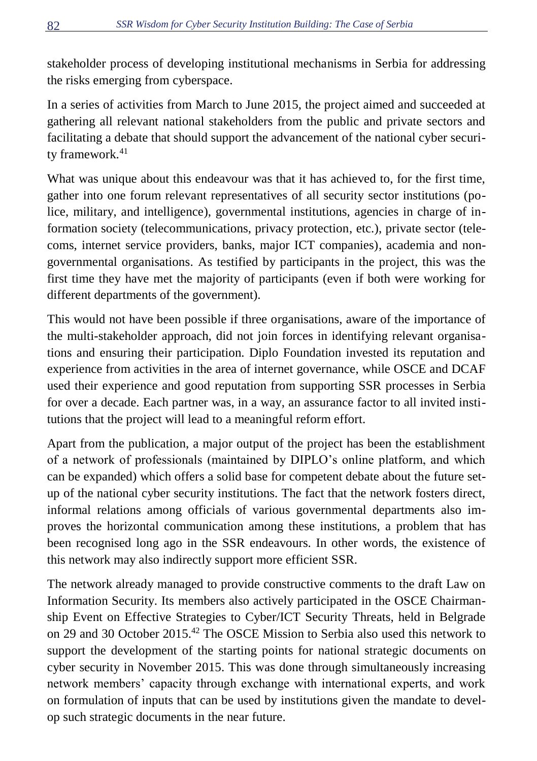stakeholder process of developing institutional mechanisms in Serbia for addressing the risks emerging from cyberspace.

In a series of activities from March to June 2015, the project aimed and succeeded at gathering all relevant national stakeholders from the public and private sectors and facilitating a debate that should support the advancement of the national cyber security framework.[41]

What was unique about this endeavour was that it has achieved to, for the first time, gather into one forum relevant representatives of all security sector institutions (police, military, and intelligence), governmental institutions, agencies in charge of information society (telecommunications, privacy protection, etc.), private sector (telecoms, internet service providers, banks, major ICT companies), academia and non-governmental organisations. As testified by participants in the project, this was the first time they have met the majority of participants (even if both were working for different departments of the government).

This would not have been possible if three organisations, aware of the importance of the multi-stakeholder approach, did not join forces in identifying relevant organisations and ensuring their participation. Diplo Foundation invested its reputation and experience from activities in the area of internet governance, while OSCE and DCAF used their experience and good reputation from supporting SSR processes in Serbia for over a decade. Each partner was, in a way, an assurance factor to all invited institutions that the project will lead to a meaningful reform effort.

Apart from the publication, a major output of the project has been the establishment of a network of professionals (maintained by DIPLO's online platform, and which can be expanded) which offers a solid base for competent debate about the future set-up of the national cyber security institutions. The fact that the network fosters direct, informal relations among officials of various governmental departments also improves the horizontal communication among these institutions, a problem that has been recognised long ago in the SSR endeavours. In other words, the existence of this network may also indirectly support more efficient SSR.

The network already managed to provide constructive comments to the draft Law on Information Security. Its members also actively participated in the OSCE Chairmanship Event on Effective Strategies to Cyber/ICT Security Threats, held in Belgrade on 29 and 30 October 2015.[42] The OSCE Mission to Serbia also used this network to support the development of the starting points for national strategic documents on cyber security in November 2015. This was done through simultaneously increasing network members' capacity through exchange with international experts, and work on formulation of inputs that can be used by institutions given the mandate to develop such strategic documents in the near future.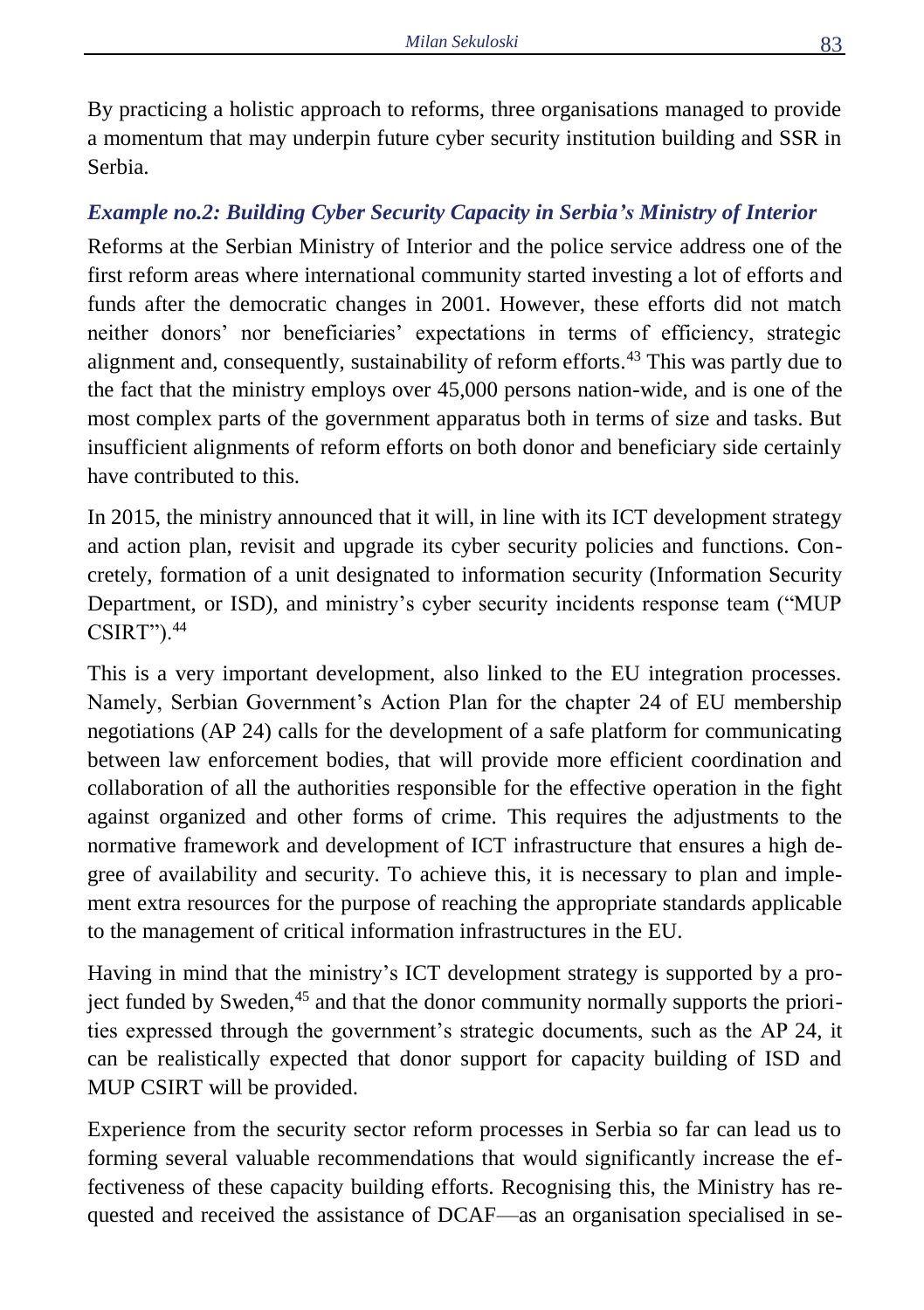By practicing a holistic approach to reforms, three organisations managed to provide a momentum that may underpin future cyber security institution building and SSR in Serbia.

### *Example no.2: Building Cyber Security Capacity in Serbia's Ministry of Interior*

Reforms at the Serbian Ministry of Interior and the police service address one of the first reform areas where international community started investing a lot of efforts and funds after the democratic changes in 2001. However, these efforts did not match neither donors' nor beneficiaries' expectations in terms of efficiency, strategic alignment and, consequently, sustainability of reform efforts.[43] This was partly due to the fact that the ministry employs over 45,000 persons nation-wide, and is one of the most complex parts of the government apparatus both in terms of size and tasks. But insufficient alignments of reform efforts on both donor and beneficiary side certainly have contributed to this.

In 2015, the ministry announced that it will, in line with its ICT development strategy and action plan, revisit and upgrade its cyber security policies and functions. Concretely, formation of a unit designated to information security (Information Security Department, or ISD), and ministry's cyber security incidents response team ("MUP CSIRT").[44]

This is a very important development, also linked to the EU integration processes. Namely, Serbian Government's Action Plan for the chapter 24 of EU membership negotiations (AP 24) calls for the development of a safe platform for communicating between law enforcement bodies, that will provide more efficient coordination and collaboration of all the authorities responsible for the effective operation in the fight against organized and other forms of crime. This requires the adjustments to the normative framework and development of ICT infrastructure that ensures a high degree of availability and security. To achieve this, it is necessary to plan and implement extra resources for the purpose of reaching the appropriate standards applicable to the management of critical information infrastructures in the EU.

Having in mind that the ministry's ICT development strategy is supported by a project funded by Sweden,[45] and that the donor community normally supports the priorities expressed through the government's strategic documents, such as the AP 24, it can be realistically expected that donor support for capacity building of ISD and MUP CSIRT will be provided.

Experience from the security sector reform processes in Serbia so far can lead us to forming several valuable recommendations that would significantly increase the effectiveness of these capacity building efforts. Recognising this, the Ministry has requested and received the assistance of DCAF—as an organisation specialised in se-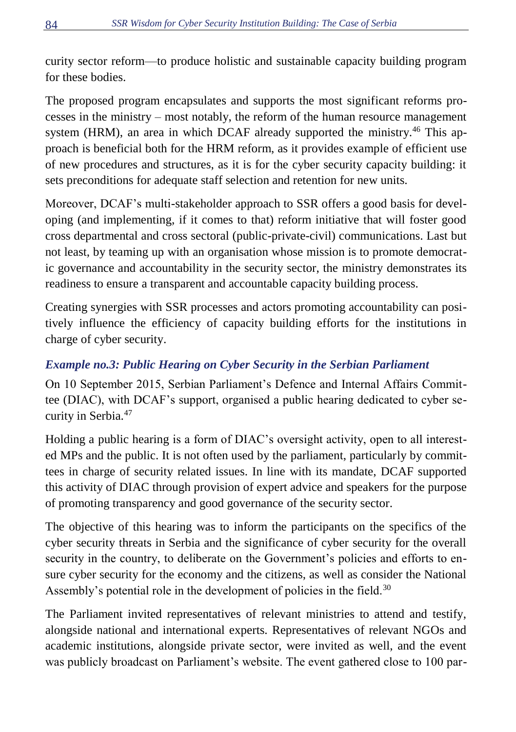curity sector reform—to produce holistic and sustainable capacity building program for these bodies.

The proposed program encapsulates and supports the most significant reforms processes in the ministry – most notably, the reform of the human resource management system (HRM), an area in which DCAF already supported the ministry.[46] This approach is beneficial both for the HRM reform, as it provides example of efficient use of new procedures and structures, as it is for the cyber security capacity building: it sets preconditions for adequate staff selection and retention for new units.

Moreover, DCAF's multi-stakeholder approach to SSR offers a good basis for developing (and implementing, if it comes to that) reform initiative that will foster good cross departmental and cross sectoral (public-private-civil) communications. Last but not least, by teaming up with an organisation whose mission is to promote democratic governance and accountability in the security sector, the ministry demonstrates its readiness to ensure a transparent and accountable capacity building process.

Creating synergies with SSR processes and actors promoting accountability can positively influence the efficiency of capacity building efforts for the institutions in charge of cyber security.

### *Example no.3: Public Hearing on Cyber Security in the Serbian Parliament*

On 10 September 2015, Serbian Parliament's Defence and Internal Affairs Committee (DIAC), with DCAF's support, organised a public hearing dedicated to cyber security in Serbia.[47]

Holding a public hearing is a form of DIAC's oversight activity, open to all interested MPs and the public. It is not often used by the parliament, particularly by committees in charge of security related issues. In line with its mandate, DCAF supported this activity of DIAC through provision of expert advice and speakers for the purpose of promoting transparency and good governance of the security sector.

The objective of this hearing was to inform the participants on the specifics of the cyber security threats in Serbia and the significance of cyber security for the overall security in the country, to deliberate on the Government's policies and efforts to ensure cyber security for the economy and the citizens, as well as consider the National Assembly's potential role in the development of policies in the field.[30]

The Parliament invited representatives of relevant ministries to attend and testify, alongside national and international experts. Representatives of relevant NGOs and academic institutions, alongside private sector, were invited as well, and the event was publicly broadcast on Parliament's website. The event gathered close to 100 par-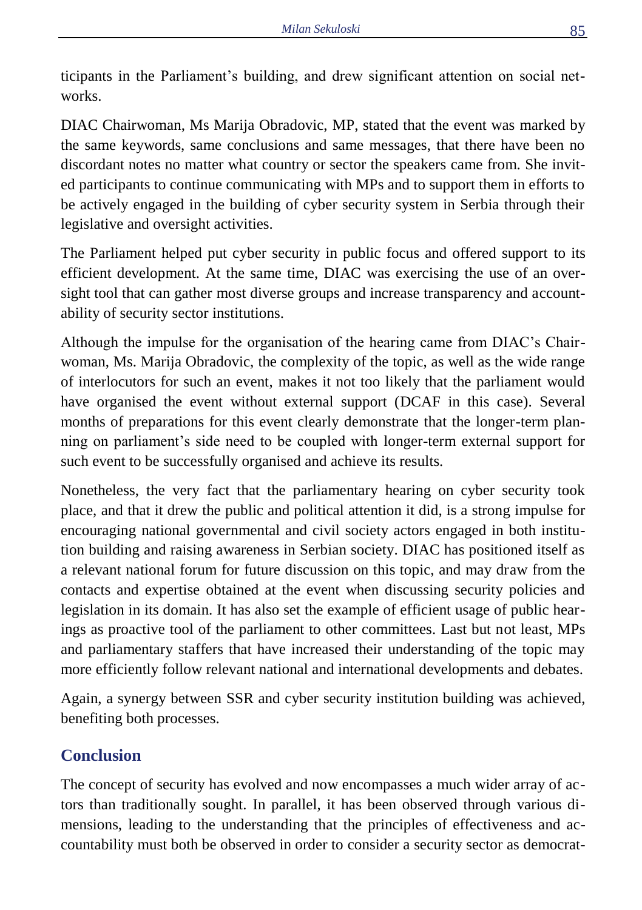ticipants in the Parliament's building, and drew significant attention on social networks.

DIAC Chairwoman, Ms Marija Obradovic, MP, stated that the event was marked by the same keywords, same conclusions and same messages, that there have been no discordant notes no matter what country or sector the speakers came from. She invited participants to continue communicating with MPs and to support them in efforts to be actively engaged in the building of cyber security system in Serbia through their legislative and oversight activities.

The Parliament helped put cyber security in public focus and offered support to its efficient development. At the same time, DIAC was exercising the use of an oversight tool that can gather most diverse groups and increase transparency and accountability of security sector institutions.

Although the impulse for the organisation of the hearing came from DIAC's Chairwoman, Ms. Marija Obradovic, the complexity of the topic, as well as the wide range of interlocutors for such an event, makes it not too likely that the parliament would have organised the event without external support (DCAF in this case). Several months of preparations for this event clearly demonstrate that the longer-term planning on parliament's side need to be coupled with longer-term external support for such event to be successfully organised and achieve its results.

Nonetheless, the very fact that the parliamentary hearing on cyber security took place, and that it drew the public and political attention it did, is a strong impulse for encouraging national governmental and civil society actors engaged in both institution building and raising awareness in Serbian society. DIAC has positioned itself as a relevant national forum for future discussion on this topic, and may draw from the contacts and expertise obtained at the event when discussing security policies and legislation in its domain. It has also set the example of efficient usage of public hearings as proactive tool of the parliament to other committees. Last but not least, MPs and parliamentary staffers that have increased their understanding of the topic may more efficiently follow relevant national and international developments and debates.

Again, a synergy between SSR and cyber security institution building was achieved, benefiting both processes.

## Conclusion

The concept of security has evolved and now encompasses a much wider array of actors than traditionally sought. In parallel, it has been observed through various dimensions, leading to the understanding that the principles of effectiveness and accountability must both be observed in order to consider a security sector as democrat-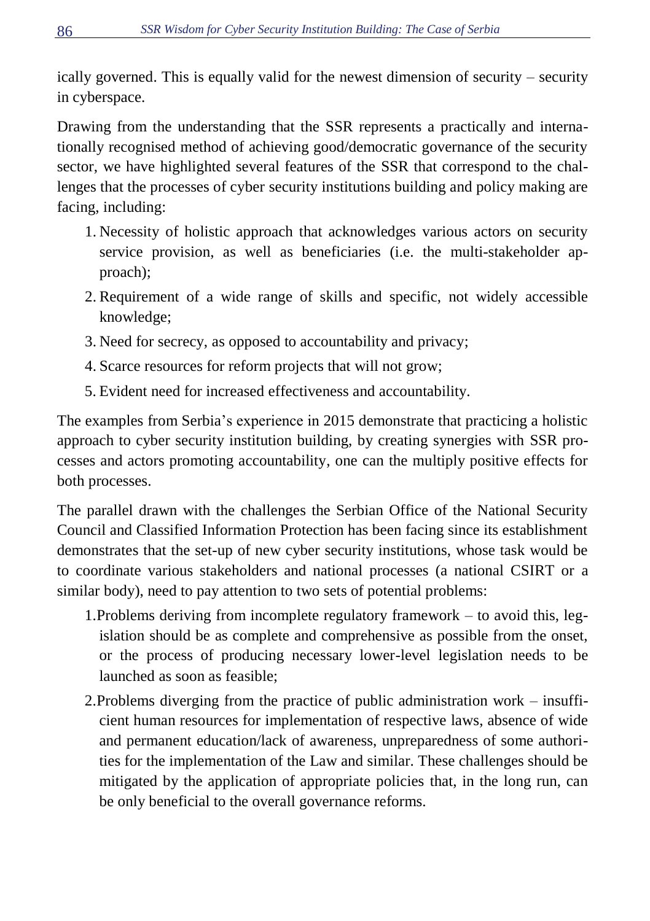ically governed. This is equally valid for the newest dimension of security – security in cyberspace.

Drawing from the understanding that the SSR represents a practically and internationally recognised method of achieving good/democratic governance of the security sector, we have highlighted several features of the SSR that correspond to the challenges that the processes of cyber security institutions building and policy making are facing, including:

1. Necessity of holistic approach that acknowledges various actors on security service provision, as well as beneficiaries (i.e. the multi-stakeholder approach);
2. Requirement of a wide range of skills and specific, not widely accessible knowledge;
3. Need for secrecy, as opposed to accountability and privacy;
4. Scarce resources for reform projects that will not grow;
5. Evident need for increased effectiveness and accountability.

The examples from Serbia's experience in 2015 demonstrate that practicing a holistic approach to cyber security institution building, by creating synergies with SSR processes and actors promoting accountability, one can the multiply positive effects for both processes.

The parallel drawn with the challenges the Serbian Office of the National Security Council and Classified Information Protection has been facing since its establishment demonstrates that the set-up of new cyber security institutions, whose task would be to coordinate various stakeholders and national processes (a national CSIRT or a similar body), need to pay attention to two sets of potential problems:

1. Problems deriving from incomplete regulatory framework – to avoid this, legislation should be as complete and comprehensive as possible from the onset, or the process of producing necessary lower-level legislation needs to be launched as soon as feasible;
2. Problems diverging from the practice of public administration work – insufficient human resources for implementation of respective laws, absence of wide and permanent education/lack of awareness, unpreparedness of some authorities for the implementation of the Law and similar. These challenges should be mitigated by the application of appropriate policies that, in the long run, can be only beneficial to the overall governance reforms.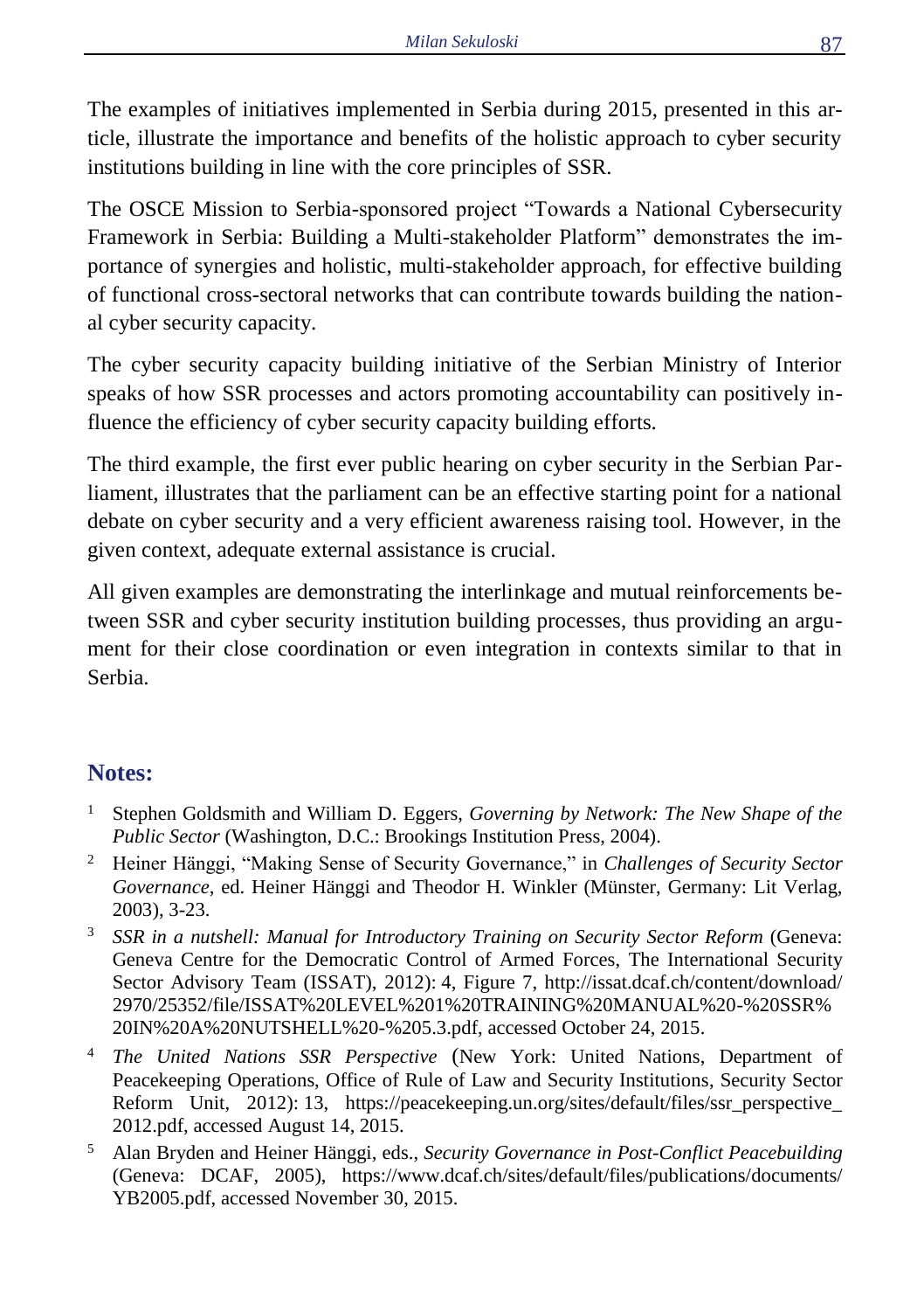The examples of initiatives implemented in Serbia during 2015, presented in this article, illustrate the importance and benefits of the holistic approach to cyber security institutions building in line with the core principles of SSR.

The OSCE Mission to Serbia-sponsored project "Towards a National Cybersecurity Framework in Serbia: Building a Multi-stakeholder Platform" demonstrates the importance of synergies and holistic, multi-stakeholder approach, for effective building of functional cross-sectoral networks that can contribute towards building the national cyber security capacity.

The cyber security capacity building initiative of the Serbian Ministry of Interior speaks of how SSR processes and actors promoting accountability can positively influence the efficiency of cyber security capacity building efforts.

The third example, the first ever public hearing on cyber security in the Serbian Parliament, illustrates that the parliament can be an effective starting point for a national debate on cyber security and a very efficient awareness raising tool. However, in the given context, adequate external assistance is crucial.

All given examples are demonstrating the interlinkage and mutual reinforcements between SSR and cyber security institution building processes, thus providing an argument for their close coordination or even integration in contexts similar to that in Serbia.

## Notes:

1. Stephen Goldsmith and William D. Eggers, *Governing by Network: The New Shape of the Public Sector* (Washington, D.C.: Brookings Institution Press, 2004).
2. Heiner Hänggi, "Making Sense of Security Governance," in *Challenges of Security Sector Governance*, ed. Heiner Hänggi and Theodor H. Winkler (Münster, Germany: Lit Verlag, 2003), 3-23.
3. *SSR in a nutshell: Manual for Introductory Training on Security Sector Reform* (Geneva: Geneva Centre for the Democratic Control of Armed Forces, The International Security Sector Advisory Team (ISSAT), 2012): 4, Figure 7, http://issat.dcaf.ch/content/download/2970/25352/file/ISSAT%20LEVEL%201%20TRAINING%20MANUAL%20-%20SSR%20IN%20A%20NUTSHELL%20-%205.3.pdf, accessed October 24, 2015.
4. *The United Nations SSR Perspective* (New York: United Nations, Department of Peacekeeping Operations, Office of Rule of Law and Security Institutions, Security Sector Reform Unit, 2012): 13, https://peacekeeping.un.org/sites/default/files/ssr_perspective_2012.pdf, accessed August 14, 2015.
5. Alan Bryden and Heiner Hänggi, eds., *Security Governance in Post-Conflict Peacebuilding* (Geneva: DCAF, 2005), https://www.dcaf.ch/sites/default/files/publications/documents/YB2005.pdf, accessed November 30, 2015.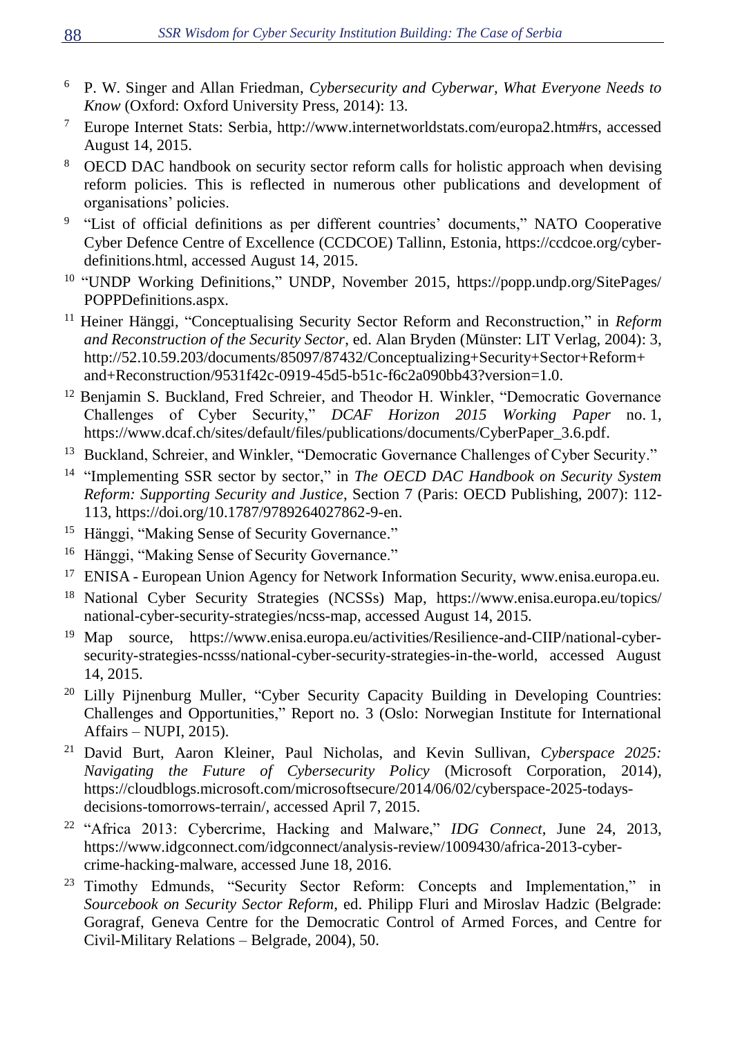[6] P. W. Singer and Allan Friedman, *Cybersecurity and Cyberwar, What Everyone Needs to Know* (Oxford: Oxford University Press, 2014): 13.

[7] Europe Internet Stats: Serbia, http://www.internetworldstats.com/europa2.htm#rs, accessed August 14, 2015.

[8] OECD DAC handbook on security sector reform calls for holistic approach when devising reform policies. This is reflected in numerous other publications and development of organisations' policies.

[9] "List of official definitions as per different countries' documents," NATO Cooperative Cyber Defence Centre of Excellence (CCDCOE) Tallinn, Estonia, https://ccdcoe.org/cyber-definitions.html, accessed August 14, 2015.

[10] "UNDP Working Definitions," UNDP, November 2015, https://popp.undp.org/SitePages/POPPDefinitions.aspx.

[11] Heiner Hänggi, "Conceptualising Security Sector Reform and Reconstruction," in *Reform and Reconstruction of the Security Sector*, ed. Alan Bryden (Münster: LIT Verlag, 2004): 3, http://52.10.59.203/documents/85097/87432/Conceptualizing+Security+Sector+Reform+and+Reconstruction/9531f42c-0919-45d5-b51c-f6c2a090bb43?version=1.0.

[12] Benjamin S. Buckland, Fred Schreier, and Theodor H. Winkler, "Democratic Governance Challenges of Cyber Security," *DCAF Horizon 2015 Working Paper* no. 1, https://www.dcaf.ch/sites/default/files/publications/documents/CyberPaper_3.6.pdf.

[13] Buckland, Schreier, and Winkler, "Democratic Governance Challenges of Cyber Security."

[14] "Implementing SSR sector by sector," in *The OECD DAC Handbook on Security System Reform: Supporting Security and Justice*, Section 7 (Paris: OECD Publishing, 2007): 112-113, https://doi.org/10.1787/9789264027862-9-en.

[15] Hänggi, "Making Sense of Security Governance."

[16] Hänggi, "Making Sense of Security Governance."

[17] ENISA - European Union Agency for Network Information Security, www.enisa.europa.eu.

[18] National Cyber Security Strategies (NCSSs) Map, https://www.enisa.europa.eu/topics/national-cyber-security-strategies/ncss-map, accessed August 14, 2015.

[19] Map source, https://www.enisa.europa.eu/activities/Resilience-and-CIIP/national-cyber-security-strategies-ncsss/national-cyber-security-strategies-in-the-world, accessed August 14, 2015.

[20] Lilly Pijnenburg Muller, "Cyber Security Capacity Building in Developing Countries: Challenges and Opportunities," Report no. 3 (Oslo: Norwegian Institute for International Affairs – NUPI, 2015).

[21] David Burt, Aaron Kleiner, Paul Nicholas, and Kevin Sullivan, *Cyberspace 2025: Navigating the Future of Cybersecurity Policy* (Microsoft Corporation, 2014), https://cloudblogs.microsoft.com/microsoftsecure/2014/06/02/cyberspace-2025-todays-decisions-tomorrows-terrain/, accessed April 7, 2015.

[22] "Africa 2013: Cybercrime, Hacking and Malware," *IDG Connect*, June 24, 2013, https://www.idgconnect.com/idgconnect/analysis-review/1009430/africa-2013-cyber-crime-hacking-malware, accessed June 18, 2016.

[23] Timothy Edmunds, "Security Sector Reform: Concepts and Implementation," in *Sourcebook on Security Sector Reform*, ed. Philipp Fluri and Miroslav Hadzic (Belgrade: Goragraf, Geneva Centre for the Democratic Control of Armed Forces, and Centre for Civil-Military Relations – Belgrade, 2004), 50.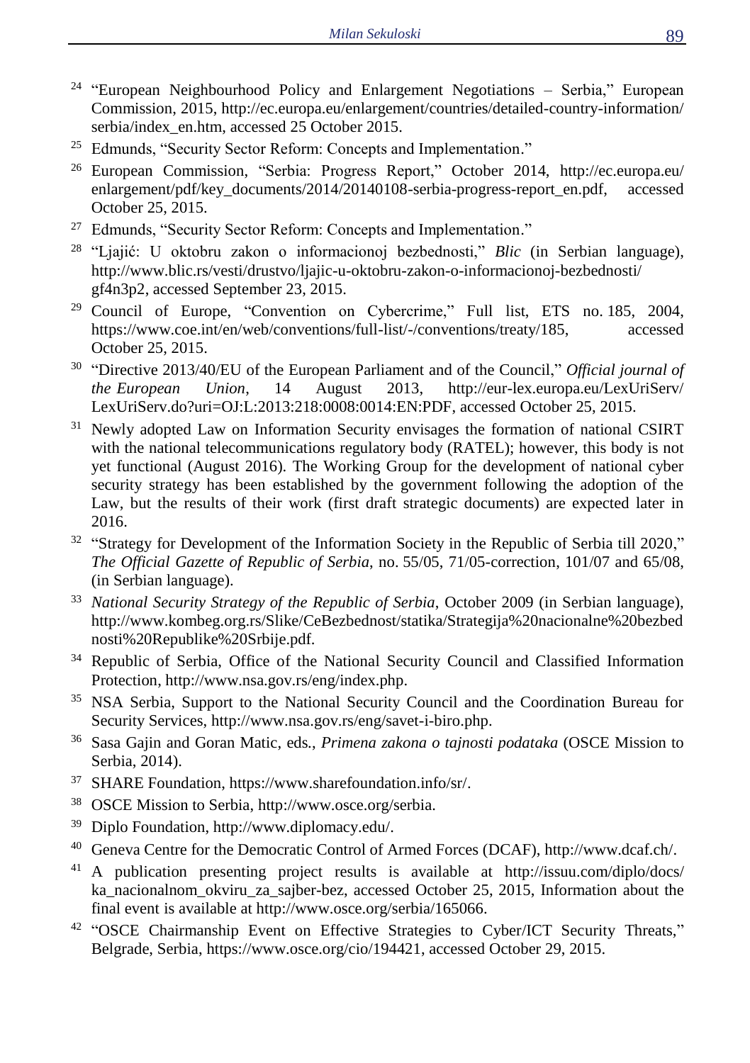[24] "European Neighbourhood Policy and Enlargement Negotiations – Serbia," European Commission, 2015, http://ec.europa.eu/enlargement/countries/detailed-country-information/serbia/index_en.htm, accessed 25 October 2015.

[25] Edmunds, "Security Sector Reform: Concepts and Implementation."

[26] European Commission, "Serbia: Progress Report," October 2014, http://ec.europa.eu/enlargement/pdf/key_documents/2014/20140108-serbia-progress-report_en.pdf, accessed October 25, 2015.

[27] Edmunds, "Security Sector Reform: Concepts and Implementation."

[28] "Ljajić: U oktobru zakon o informacionoj bezbednosti," *Blic* (in Serbian language), http://www.blic.rs/vesti/drustvo/ljajic-u-oktobru-zakon-o-informacionoj-bezbednosti/gf4n3p2, accessed September 23, 2015.

[29] Council of Europe, "Convention on Cybercrime," Full list, ETS no. 185, 2004, https://www.coe.int/en/web/conventions/full-list/-/conventions/treaty/185, accessed October 25, 2015.

[30] "Directive 2013/40/EU of the European Parliament and of the Council," *Official journal of the European Union*, 14 August 2013, http://eur-lex.europa.eu/LexUriServ/LexUriServ.do?uri=OJ:L:2013:218:0008:0014:EN:PDF, accessed October 25, 2015.

[31] Newly adopted Law on Information Security envisages the formation of national CSIRT with the national telecommunications regulatory body (RATEL); however, this body is not yet functional (August 2016). The Working Group for the development of national cyber security strategy has been established by the government following the adoption of the Law, but the results of their work (first draft strategic documents) are expected later in 2016.

[32] "Strategy for Development of the Information Society in the Republic of Serbia till 2020," *The Official Gazette of Republic of Serbia*, no. 55/05, 71/05-correction, 101/07 and 65/08, (in Serbian language).

[33] *National Security Strategy of the Republic of Serbia*, October 2009 (in Serbian language), http://www.kombeg.org.rs/Slike/CeBezbednost/statika/Strategija%20nacionalne%20bezbednosti%20Republike%20Srbije.pdf.

[34] Republic of Serbia, Office of the National Security Council and Classified Information Protection, http://www.nsa.gov.rs/eng/index.php.

[35] NSA Serbia, Support to the National Security Council and the Coordination Bureau for Security Services, http://www.nsa.gov.rs/eng/savet-i-biro.php.

[36] Sasa Gajin and Goran Matic, eds., *Primena zakona o tajnosti podataka* (OSCE Mission to Serbia, 2014).

[37] SHARE Foundation, https://www.sharefoundation.info/sr/.

[38] OSCE Mission to Serbia, http://www.osce.org/serbia.

[39] Diplo Foundation, http://www.diplomacy.edu/.

[40] Geneva Centre for the Democratic Control of Armed Forces (DCAF), http://www.dcaf.ch/.

[41] A publication presenting project results is available at http://issuu.com/diplo/docs/ka_nacionalnom_okviru_za_sajber-bez, accessed October 25, 2015, Information about the final event is available at http://www.osce.org/serbia/165066.

[42] "OSCE Chairmanship Event on Effective Strategies to Cyber/ICT Security Threats," Belgrade, Serbia, https://www.osce.org/cio/194421, accessed October 29, 2015.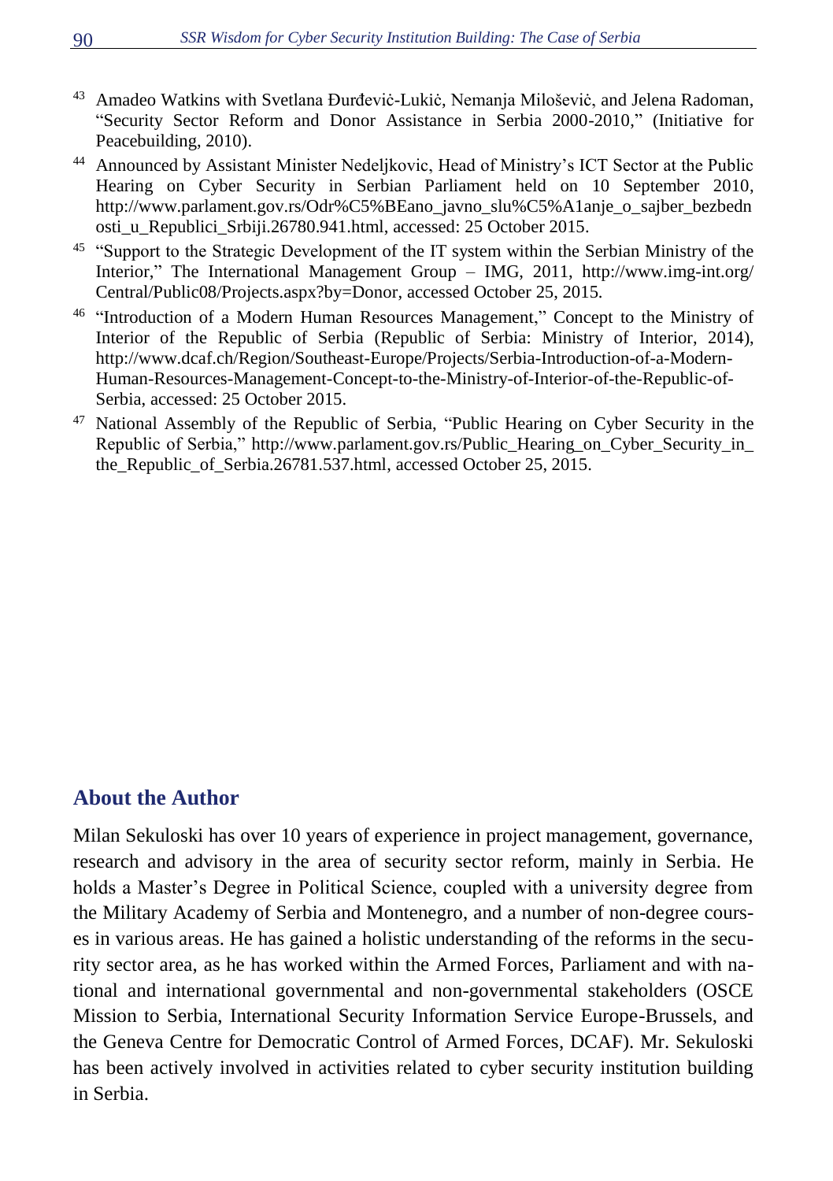[43] Amadeo Watkins with Svetlana Đurđeviċ-Lukiċ, Nemanja Miloševiċ, and Jelena Radoman, "Security Sector Reform and Donor Assistance in Serbia 2000-2010," (Initiative for Peacebuilding, 2010).

[44] Announced by Assistant Minister Nedeljkovic, Head of Ministry's ICT Sector at the Public Hearing on Cyber Security in Serbian Parliament held on 10 September 2010, http://www.parlament.gov.rs/Odr%C5%BEano_javno_slu%C5%A1anje_o_sajber_bezbednosti_u_Republici_Srbiji.26780.941.html, accessed: 25 October 2015.

[45] "Support to the Strategic Development of the IT system within the Serbian Ministry of the Interior," The International Management Group – IMG, 2011, http://www.img-int.org/Central/Public08/Projects.aspx?by=Donor, accessed October 25, 2015.

[46] "Introduction of a Modern Human Resources Management," Concept to the Ministry of Interior of the Republic of Serbia (Republic of Serbia: Ministry of Interior, 2014), http://www.dcaf.ch/Region/Southeast-Europe/Projects/Serbia-Introduction-of-a-Modern-Human-Resources-Management-Concept-to-the-Ministry-of-Interior-of-the-Republic-of-Serbia, accessed: 25 October 2015.

[47] National Assembly of the Republic of Serbia, "Public Hearing on Cyber Security in the Republic of Serbia," http://www.parlament.gov.rs/Public_Hearing_on_Cyber_Security_in_the_Republic_of_Serbia.26781.537.html, accessed October 25, 2015.

## About the Author

Milan Sekuloski has over 10 years of experience in project management, governance, research and advisory in the area of security sector reform, mainly in Serbia. He holds a Master's Degree in Political Science, coupled with a university degree from the Military Academy of Serbia and Montenegro, and a number of non-degree courses in various areas. He has gained a holistic understanding of the reforms in the security sector area, as he has worked within the Armed Forces, Parliament and with national and international governmental and non-governmental stakeholders (OSCE Mission to Serbia, International Security Information Service Europe-Brussels, and the Geneva Centre for Democratic Control of Armed Forces, DCAF). Mr. Sekuloski has been actively involved in activities related to cyber security institution building in Serbia.